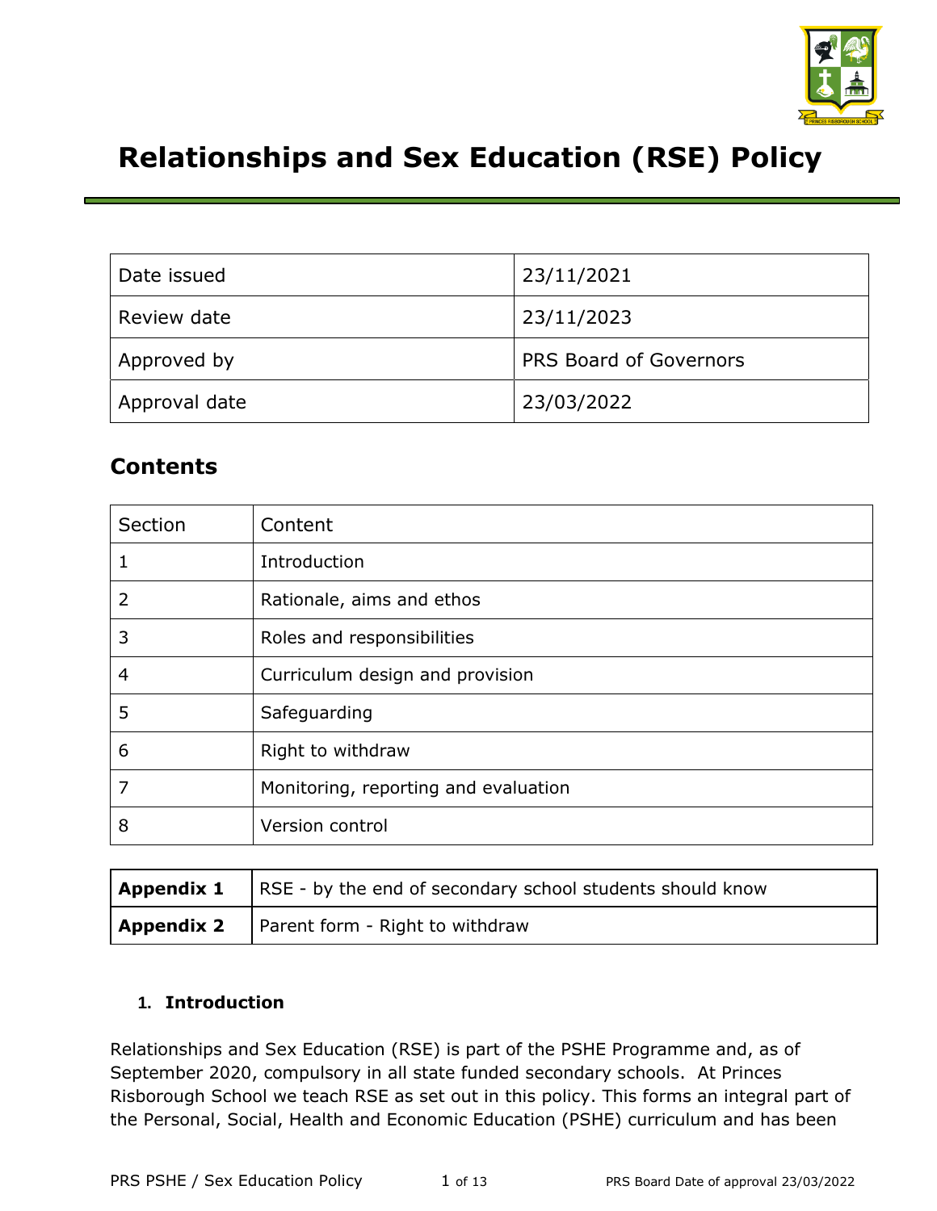# Relationships and Sex Education (RSE) Policy

| Date issued | 23/11/2021 |
|---|---|
| Review date | 23/11/2023 |
| Approved by | PRS Board of Governors |
| Approval date | 23/03/2022 |

## Contents

| Section | Content |
|---|---|
| 1 | Introduction |
| 2 | Rationale, aims and ethos |
| 3 | Roles and responsibilities |
| 4 | Curriculum design and provision |
| 5 | Safeguarding |
| 6 | Right to withdraw |
| 7 | Monitoring, reporting and evaluation |
| 8 | Version control |

| **Appendix 1** | RSE - by the end of secondary school students should know |
|---|---|
| **Appendix 2** | Parent form - Right to withdraw |

### 1. Introduction

Relationships and Sex Education (RSE) is part of the PSHE Programme and, as of September 2020, compulsory in all state funded secondary schools. At Princes Risborough School we teach RSE as set out in this policy. This forms an integral part of the Personal, Social, Health and Economic Education (PSHE) curriculum and has been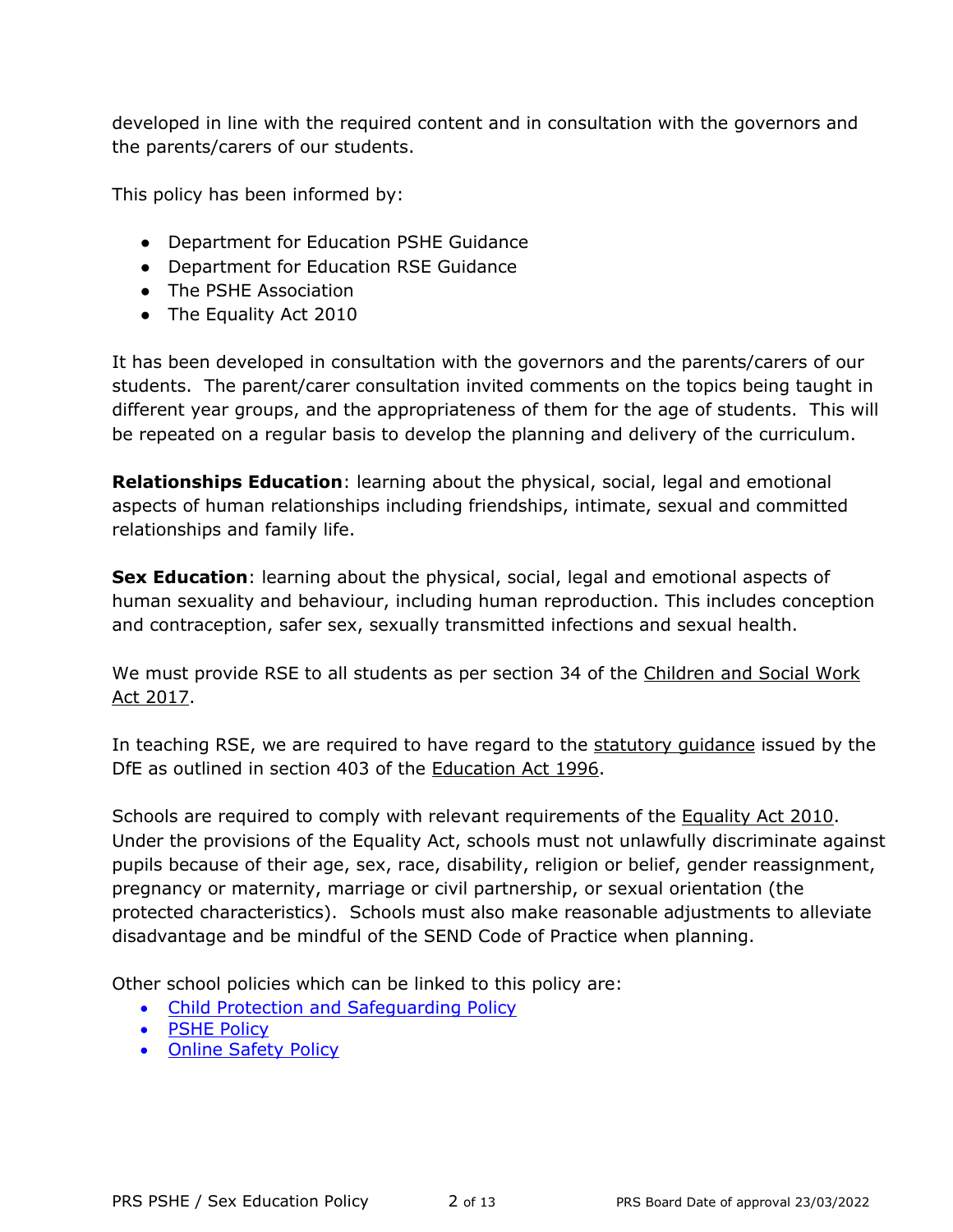developed in line with the required content and in consultation with the governors and the parents/carers of our students.

This policy has been informed by:

- Department for Education PSHE Guidance
- Department for Education RSE Guidance
- The PSHE Association
- The Equality Act 2010

It has been developed in consultation with the governors and the parents/carers of our students. The parent/carer consultation invited comments on the topics being taught in different year groups, and the appropriateness of them for the age of students. This will be repeated on a regular basis to develop the planning and delivery of the curriculum.

**Relationships Education**: learning about the physical, social, legal and emotional aspects of human relationships including friendships, intimate, sexual and committed relationships and family life.

**Sex Education**: learning about the physical, social, legal and emotional aspects of human sexuality and behaviour, including human reproduction. This includes conception and contraception, safer sex, sexually transmitted infections and sexual health.

We must provide RSE to all students as per section 34 of the Children and Social Work Act 2017.

In teaching RSE, we are required to have regard to the statutory guidance issued by the DfE as outlined in section 403 of the Education Act 1996.

Schools are required to comply with relevant requirements of the Equality Act 2010. Under the provisions of the Equality Act, schools must not unlawfully discriminate against pupils because of their age, sex, race, disability, religion or belief, gender reassignment, pregnancy or maternity, marriage or civil partnership, or sexual orientation (the protected characteristics). Schools must also make reasonable adjustments to alleviate disadvantage and be mindful of the SEND Code of Practice when planning.

Other school policies which can be linked to this policy are:

- Child Protection and Safeguarding Policy
- PSHE Policy
- Online Safety Policy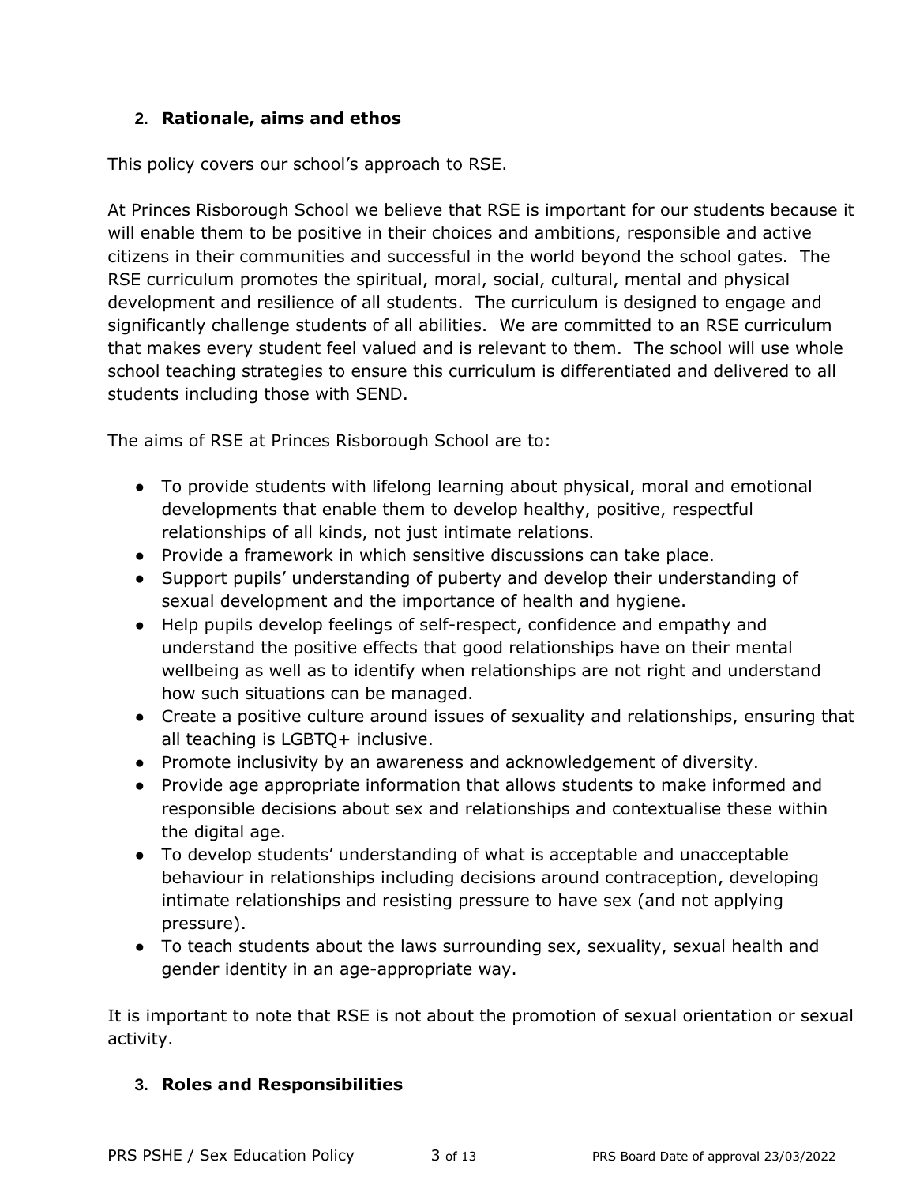## 2. Rationale, aims and ethos

This policy covers our school's approach to RSE.

At Princes Risborough School we believe that RSE is important for our students because it will enable them to be positive in their choices and ambitions, responsible and active citizens in their communities and successful in the world beyond the school gates. The RSE curriculum promotes the spiritual, moral, social, cultural, mental and physical development and resilience of all students. The curriculum is designed to engage and significantly challenge students of all abilities. We are committed to an RSE curriculum that makes every student feel valued and is relevant to them. The school will use whole school teaching strategies to ensure this curriculum is differentiated and delivered to all students including those with SEND.

The aims of RSE at Princes Risborough School are to:

- To provide students with lifelong learning about physical, moral and emotional developments that enable them to develop healthy, positive, respectful relationships of all kinds, not just intimate relations.
- Provide a framework in which sensitive discussions can take place.
- Support pupils' understanding of puberty and develop their understanding of sexual development and the importance of health and hygiene.
- Help pupils develop feelings of self-respect, confidence and empathy and understand the positive effects that good relationships have on their mental wellbeing as well as to identify when relationships are not right and understand how such situations can be managed.
- Create a positive culture around issues of sexuality and relationships, ensuring that all teaching is LGBTQ+ inclusive.
- Promote inclusivity by an awareness and acknowledgement of diversity.
- Provide age appropriate information that allows students to make informed and responsible decisions about sex and relationships and contextualise these within the digital age.
- To develop students' understanding of what is acceptable and unacceptable behaviour in relationships including decisions around contraception, developing intimate relationships and resisting pressure to have sex (and not applying pressure).
- To teach students about the laws surrounding sex, sexuality, sexual health and gender identity in an age-appropriate way.

It is important to note that RSE is not about the promotion of sexual orientation or sexual activity.

## 3. Roles and Responsibilities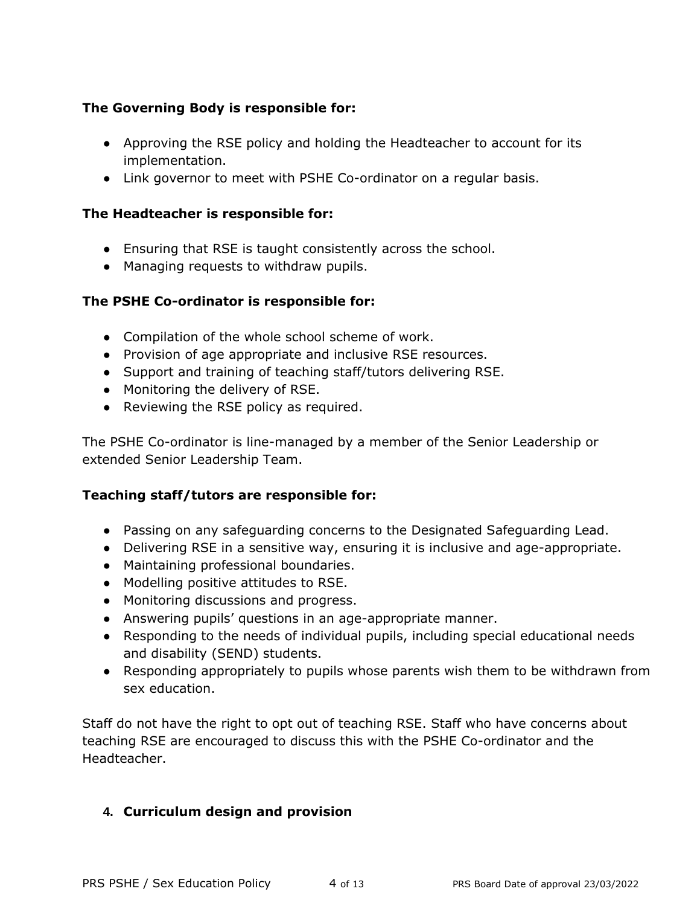**The Governing Body is responsible for:**

- Approving the RSE policy and holding the Headteacher to account for its implementation.
- Link governor to meet with PSHE Co-ordinator on a regular basis.

**The Headteacher is responsible for:**

- Ensuring that RSE is taught consistently across the school.
- Managing requests to withdraw pupils.

**The PSHE Co-ordinator is responsible for:**

- Compilation of the whole school scheme of work.
- Provision of age appropriate and inclusive RSE resources.
- Support and training of teaching staff/tutors delivering RSE.
- Monitoring the delivery of RSE.
- Reviewing the RSE policy as required.

The PSHE Co-ordinator is line-managed by a member of the Senior Leadership or extended Senior Leadership Team.

**Teaching staff/tutors are responsible for:**

- Passing on any safeguarding concerns to the Designated Safeguarding Lead.
- Delivering RSE in a sensitive way, ensuring it is inclusive and age-appropriate.
- Maintaining professional boundaries.
- Modelling positive attitudes to RSE.
- Monitoring discussions and progress.
- Answering pupils' questions in an age-appropriate manner.
- Responding to the needs of individual pupils, including special educational needs and disability (SEND) students.
- Responding appropriately to pupils whose parents wish them to be withdrawn from sex education.

Staff do not have the right to opt out of teaching RSE. Staff who have concerns about teaching RSE are encouraged to discuss this with the PSHE Co-ordinator and the Headteacher.

## 4. Curriculum design and provision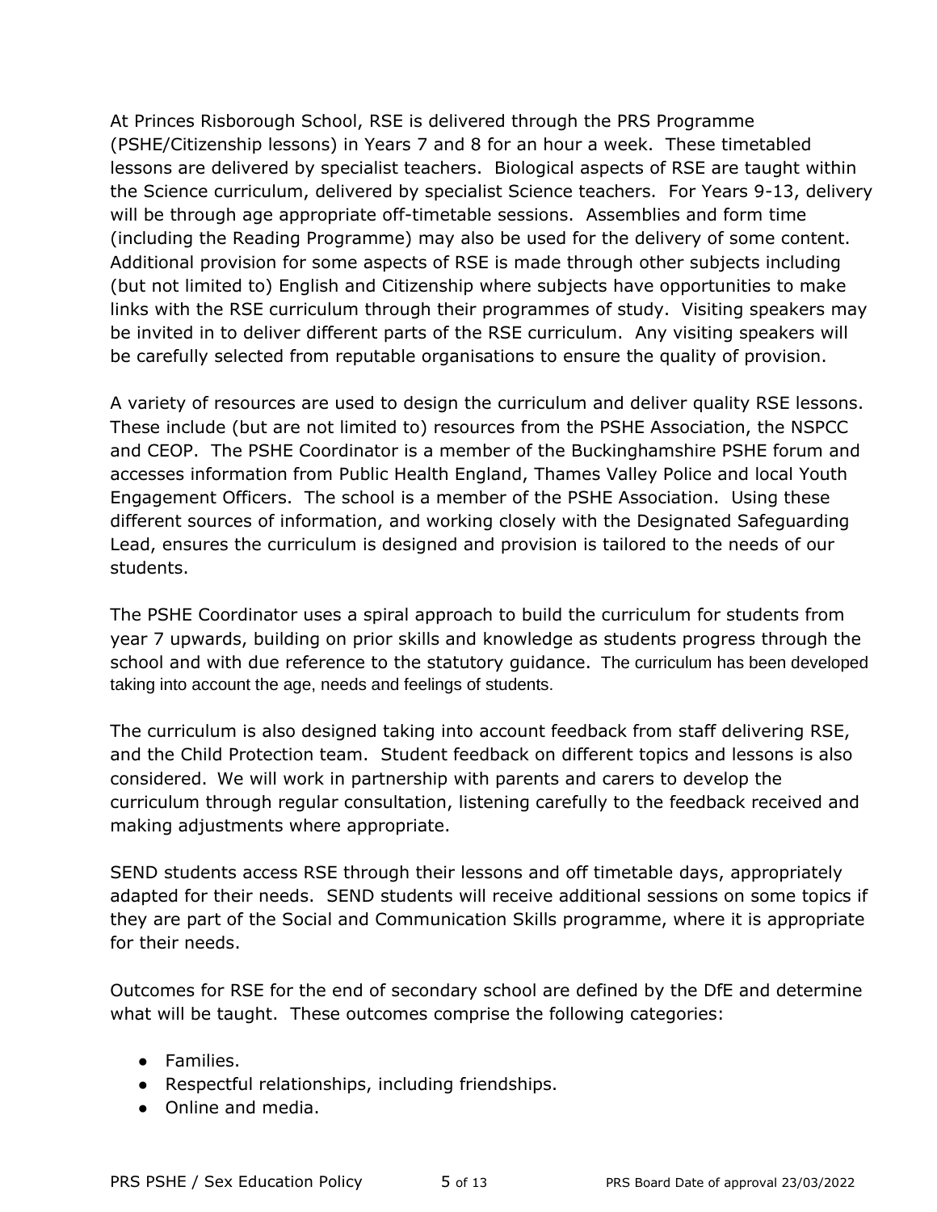At Princes Risborough School, RSE is delivered through the PRS Programme (PSHE/Citizenship lessons) in Years 7 and 8 for an hour a week. These timetabled lessons are delivered by specialist teachers. Biological aspects of RSE are taught within the Science curriculum, delivered by specialist Science teachers. For Years 9-13, delivery will be through age appropriate off-timetable sessions. Assemblies and form time (including the Reading Programme) may also be used for the delivery of some content. Additional provision for some aspects of RSE is made through other subjects including (but not limited to) English and Citizenship where subjects have opportunities to make links with the RSE curriculum through their programmes of study. Visiting speakers may be invited in to deliver different parts of the RSE curriculum. Any visiting speakers will be carefully selected from reputable organisations to ensure the quality of provision.

A variety of resources are used to design the curriculum and deliver quality RSE lessons. These include (but are not limited to) resources from the PSHE Association, the NSPCC and CEOP. The PSHE Coordinator is a member of the Buckinghamshire PSHE forum and accesses information from Public Health England, Thames Valley Police and local Youth Engagement Officers. The school is a member of the PSHE Association. Using these different sources of information, and working closely with the Designated Safeguarding Lead, ensures the curriculum is designed and provision is tailored to the needs of our students.

The PSHE Coordinator uses a spiral approach to build the curriculum for students from year 7 upwards, building on prior skills and knowledge as students progress through the school and with due reference to the statutory guidance. The curriculum has been developed taking into account the age, needs and feelings of students.

The curriculum is also designed taking into account feedback from staff delivering RSE, and the Child Protection team. Student feedback on different topics and lessons is also considered. We will work in partnership with parents and carers to develop the curriculum through regular consultation, listening carefully to the feedback received and making adjustments where appropriate.

SEND students access RSE through their lessons and off timetable days, appropriately adapted for their needs. SEND students will receive additional sessions on some topics if they are part of the Social and Communication Skills programme, where it is appropriate for their needs.

Outcomes for RSE for the end of secondary school are defined by the DfE and determine what will be taught. These outcomes comprise the following categories:

- Families.
- Respectful relationships, including friendships.
- Online and media.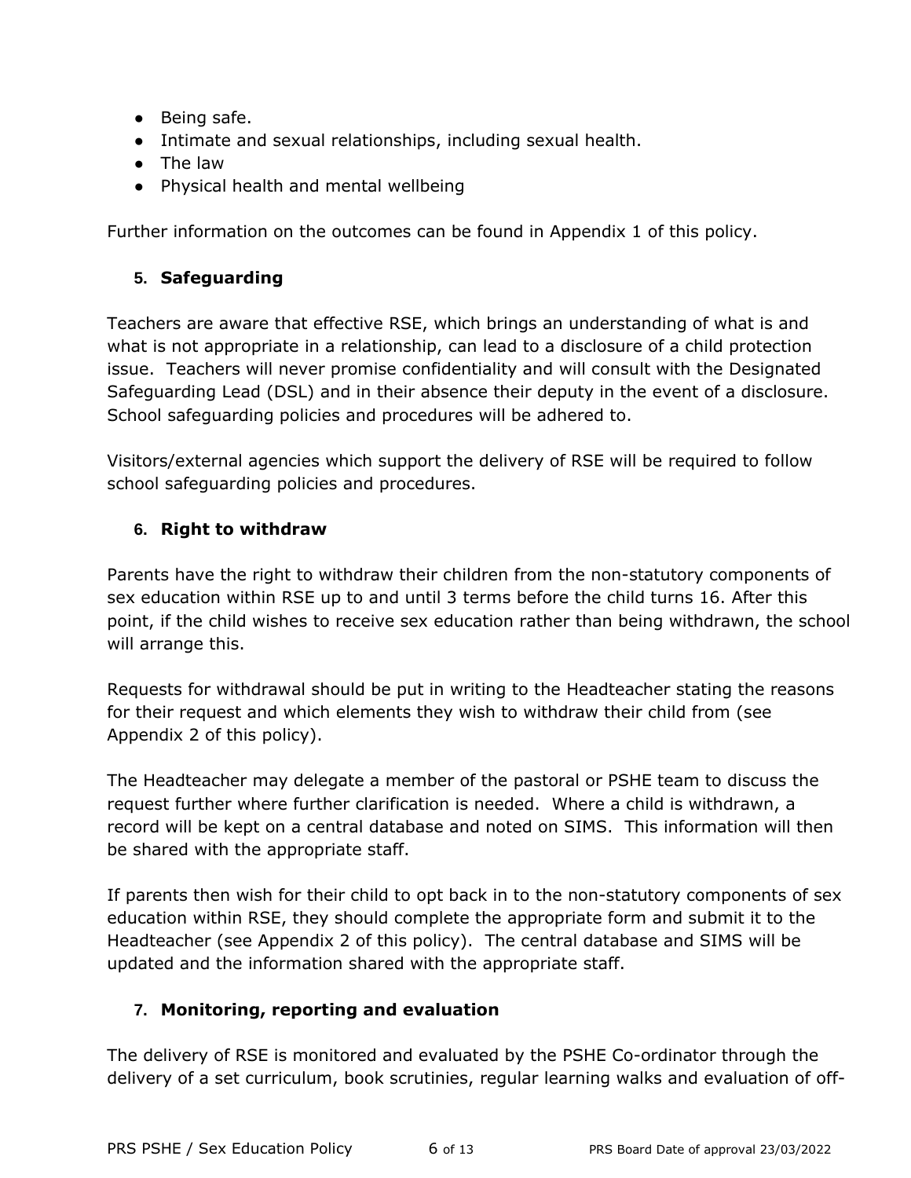- Being safe.
- Intimate and sexual relationships, including sexual health.
- The law
- Physical health and mental wellbeing

Further information on the outcomes can be found in Appendix 1 of this policy.

## 5. Safeguarding

Teachers are aware that effective RSE, which brings an understanding of what is and what is not appropriate in a relationship, can lead to a disclosure of a child protection issue. Teachers will never promise confidentiality and will consult with the Designated Safeguarding Lead (DSL) and in their absence their deputy in the event of a disclosure. School safeguarding policies and procedures will be adhered to.

Visitors/external agencies which support the delivery of RSE will be required to follow school safeguarding policies and procedures.

## 6. Right to withdraw

Parents have the right to withdraw their children from the non-statutory components of sex education within RSE up to and until 3 terms before the child turns 16. After this point, if the child wishes to receive sex education rather than being withdrawn, the school will arrange this.

Requests for withdrawal should be put in writing to the Headteacher stating the reasons for their request and which elements they wish to withdraw their child from (see Appendix 2 of this policy).

The Headteacher may delegate a member of the pastoral or PSHE team to discuss the request further where further clarification is needed. Where a child is withdrawn, a record will be kept on a central database and noted on SIMS. This information will then be shared with the appropriate staff.

If parents then wish for their child to opt back in to the non-statutory components of sex education within RSE, they should complete the appropriate form and submit it to the Headteacher (see Appendix 2 of this policy). The central database and SIMS will be updated and the information shared with the appropriate staff.

## 7. Monitoring, reporting and evaluation

The delivery of RSE is monitored and evaluated by the PSHE Co-ordinator through the delivery of a set curriculum, book scrutinies, regular learning walks and evaluation of off-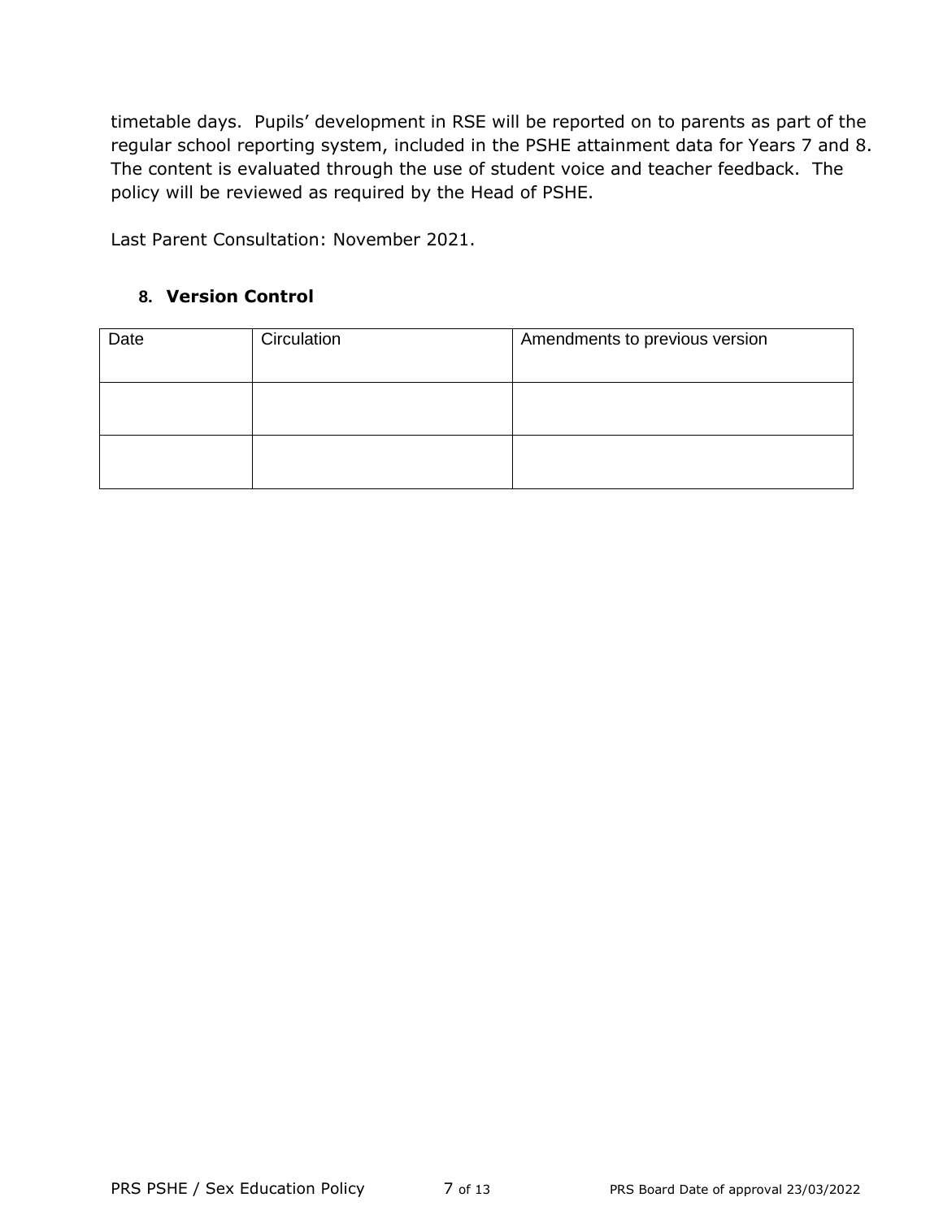timetable days. Pupils' development in RSE will be reported on to parents as part of the regular school reporting system, included in the PSHE attainment data for Years 7 and 8. The content is evaluated through the use of student voice and teacher feedback. The policy will be reviewed as required by the Head of PSHE.

Last Parent Consultation: November 2021.

## 8. Version Control

| Date | Circulation | Amendments to previous version |
|---|---|---|
| | | |
| | | |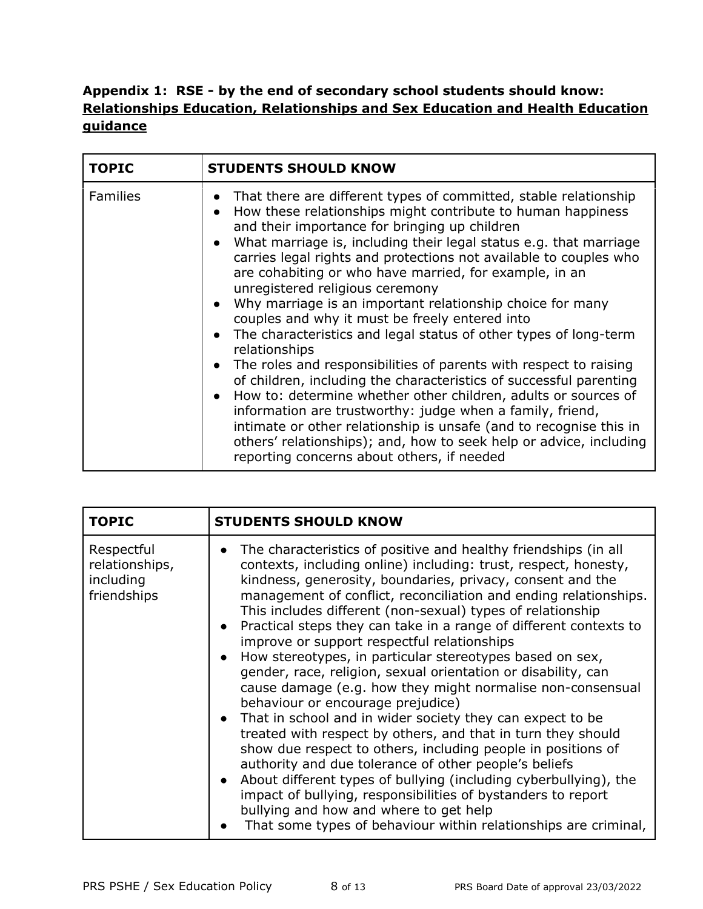**Appendix 1: RSE - by the end of secondary school students should know:**
**Relationships Education, Relationships and Sex Education and Health Education guidance**

| TOPIC | STUDENTS SHOULD KNOW |
|---|---|
| Families | • That there are different types of committed, stable relationship<br>• How these relationships might contribute to human happiness and their importance for bringing up children<br>• What marriage is, including their legal status e.g. that marriage carries legal rights and protections not available to couples who are cohabiting or who have married, for example, in an unregistered religious ceremony<br>• Why marriage is an important relationship choice for many couples and why it must be freely entered into<br>• The characteristics and legal status of other types of long-term relationships<br>• The roles and responsibilities of parents with respect to raising of children, including the characteristics of successful parenting<br>• How to: determine whether other children, adults or sources of information are trustworthy: judge when a family, friend, intimate or other relationship is unsafe (and to recognise this in others' relationships); and, how to seek help or advice, including reporting concerns about others, if needed |

| TOPIC | STUDENTS SHOULD KNOW |
|---|---|
| Respectful relationships, including friendships | • The characteristics of positive and healthy friendships (in all contexts, including online) including: trust, respect, honesty, kindness, generosity, boundaries, privacy, consent and the management of conflict, reconciliation and ending relationships. This includes different (non-sexual) types of relationship<br>• Practical steps they can take in a range of different contexts to improve or support respectful relationships<br>• How stereotypes, in particular stereotypes based on sex, gender, race, religion, sexual orientation or disability, can cause damage (e.g. how they might normalise non-consensual behaviour or encourage prejudice)<br>• That in school and in wider society they can expect to be treated with respect by others, and that in turn they should show due respect to others, including people in positions of authority and due tolerance of other people's beliefs<br>• About different types of bullying (including cyberbullying), the impact of bullying, responsibilities of bystanders to report bullying and how and where to get help<br>• That some types of behaviour within relationships are criminal, |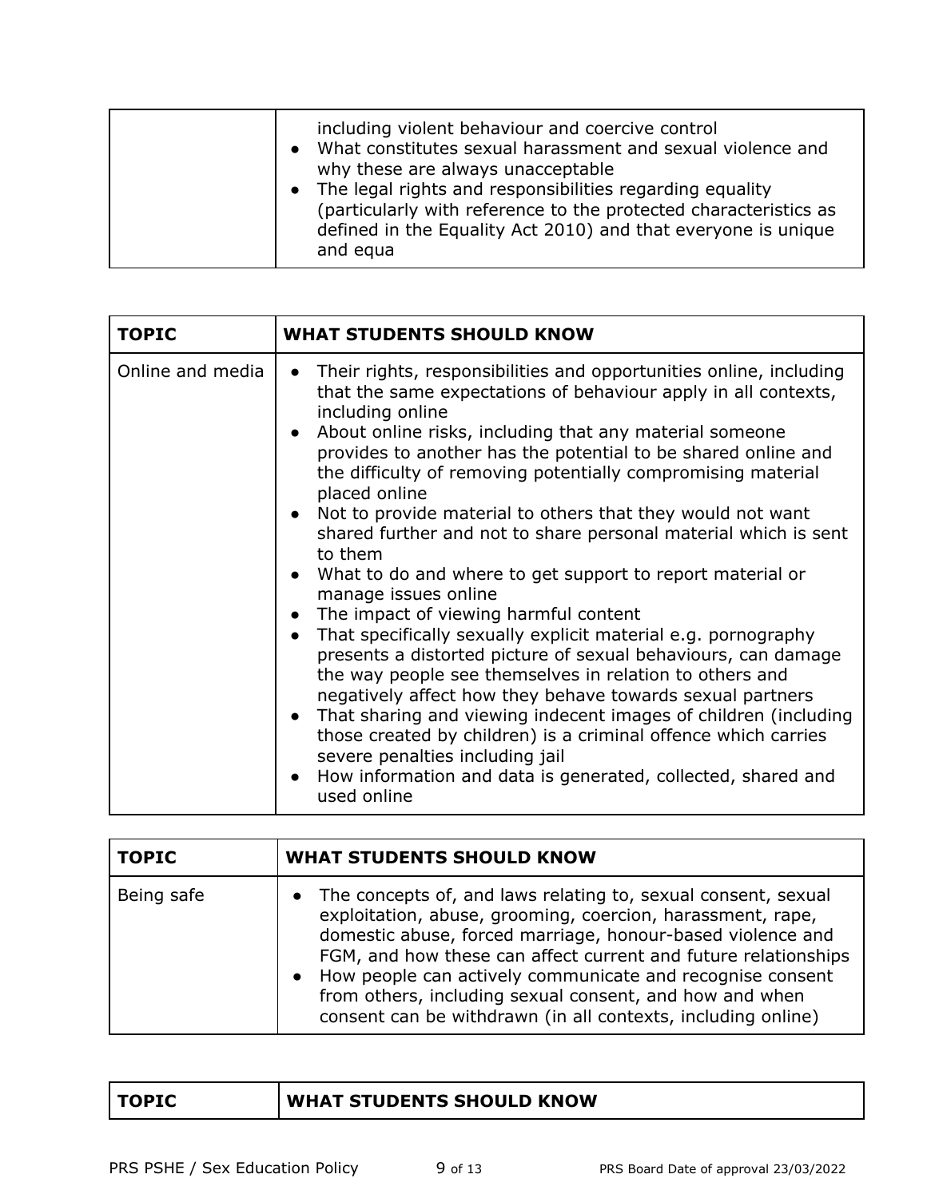| | |
|---|---|
| | including violent behaviour and coercive control<br>• What constitutes sexual harassment and sexual violence and why these are always unacceptable<br>• The legal rights and responsibilities regarding equality (particularly with reference to the protected characteristics as defined in the Equality Act 2010) and that everyone is unique and equa |

| TOPIC | WHAT STUDENTS SHOULD KNOW |
|---|---|
| Online and media | • Their rights, responsibilities and opportunities online, including that the same expectations of behaviour apply in all contexts, including online<br>• About online risks, including that any material someone provides to another has the potential to be shared online and the difficulty of removing potentially compromising material placed online<br>• Not to provide material to others that they would not want shared further and not to share personal material which is sent to them<br>• What to do and where to get support to report material or manage issues online<br>• The impact of viewing harmful content<br>• That specifically sexually explicit material e.g. pornography presents a distorted picture of sexual behaviours, can damage the way people see themselves in relation to others and negatively affect how they behave towards sexual partners<br>• That sharing and viewing indecent images of children (including those created by children) is a criminal offence which carries severe penalties including jail<br>• How information and data is generated, collected, shared and used online |

| TOPIC | WHAT STUDENTS SHOULD KNOW |
|---|---|
| Being safe | • The concepts of, and laws relating to, sexual consent, sexual exploitation, abuse, grooming, coercion, harassment, rape, domestic abuse, forced marriage, honour-based violence and FGM, and how these can affect current and future relationships<br>• How people can actively communicate and recognise consent from others, including sexual consent, and how and when consent can be withdrawn (in all contexts, including online) |

| TOPIC | WHAT STUDENTS SHOULD KNOW |
|---|---|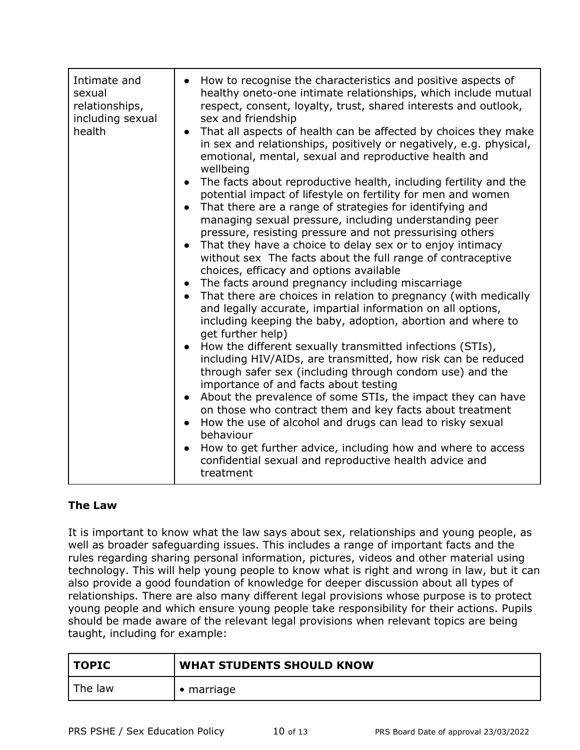| | |
|---|---|
| Intimate and sexual relationships, including sexual health | • How to recognise the characteristics and positive aspects of healthy oneto-one intimate relationships, which include mutual respect, consent, loyalty, trust, shared interests and outlook, sex and friendship<br>• That all aspects of health can be affected by choices they make in sex and relationships, positively or negatively, e.g. physical, emotional, mental, sexual and reproductive health and wellbeing<br>• The facts about reproductive health, including fertility and the potential impact of lifestyle on fertility for men and women<br>• That there are a range of strategies for identifying and managing sexual pressure, including understanding peer pressure, resisting pressure and not pressurising others<br>• That they have a choice to delay sex or to enjoy intimacy without sex The facts about the full range of contraceptive choices, efficacy and options available<br>• The facts around pregnancy including miscarriage<br>• That there are choices in relation to pregnancy (with medically and legally accurate, impartial information on all options, including keeping the baby, adoption, abortion and where to get further help)<br>• How the different sexually transmitted infections (STIs), including HIV/AIDs, are transmitted, how risk can be reduced through safer sex (including through condom use) and the importance of and facts about testing<br>• About the prevalence of some STIs, the impact they can have on those who contract them and key facts about treatment<br>• How the use of alcohol and drugs can lead to risky sexual behaviour<br>• How to get further advice, including how and where to access confidential sexual and reproductive health advice and treatment |

**The Law**

It is important to know what the law says about sex, relationships and young people, as well as broader safeguarding issues. This includes a range of important facts and the rules regarding sharing personal information, pictures, videos and other material using technology. This will help young people to know what is right and wrong in law, but it can also provide a good foundation of knowledge for deeper discussion about all types of relationships. There are also many different legal provisions whose purpose is to protect young people and which ensure young people take responsibility for their actions. Pupils should be made aware of the relevant legal provisions when relevant topics are being taught, including for example:

| **TOPIC** | **WHAT STUDENTS SHOULD KNOW** |
|---|---|
| The law | • marriage |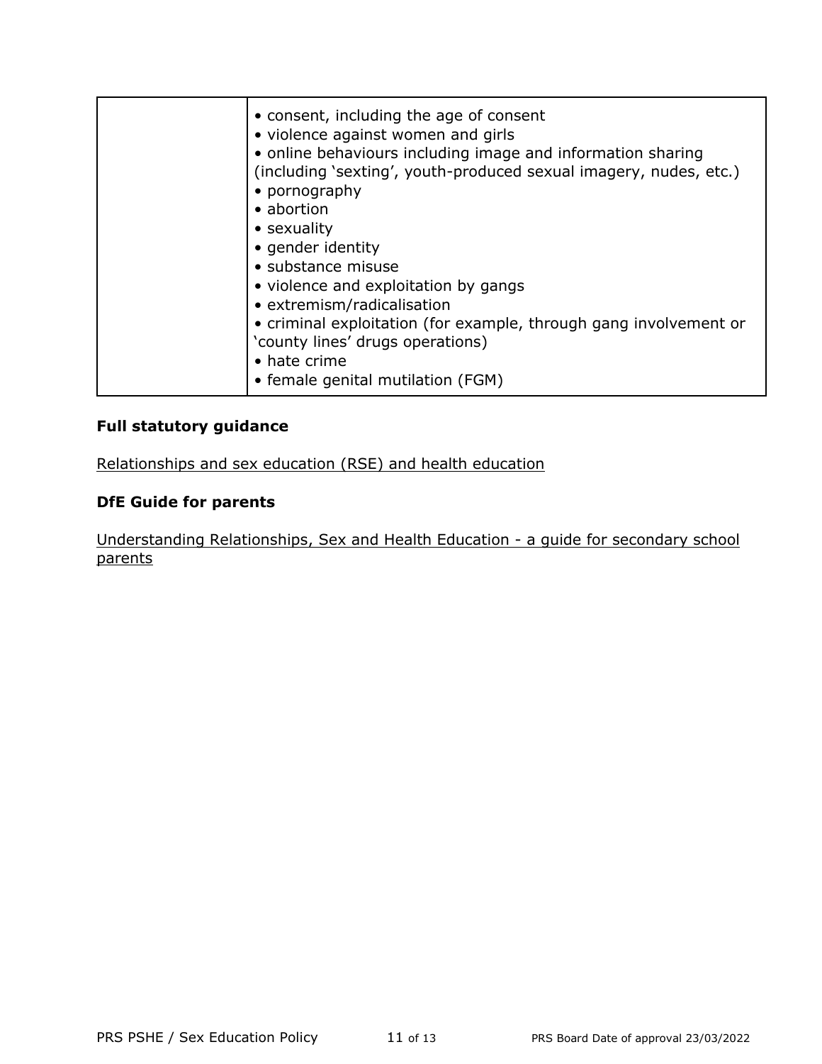|  | • consent, including the age of consent<br>• violence against women and girls<br>• online behaviours including image and information sharing (including 'sexting', youth-produced sexual imagery, nudes, etc.)<br>• pornography<br>• abortion<br>• sexuality<br>• gender identity<br>• substance misuse<br>• violence and exploitation by gangs<br>• extremism/radicalisation<br>• criminal exploitation (for example, through gang involvement or 'county lines' drugs operations)<br>• hate crime<br>• female genital mutilation (FGM) |
|---|---|

**Full statutory guidance**

Relationships and sex education (RSE) and health education

**DfE Guide for parents**

Understanding Relationships, Sex and Health Education - a guide for secondary school parents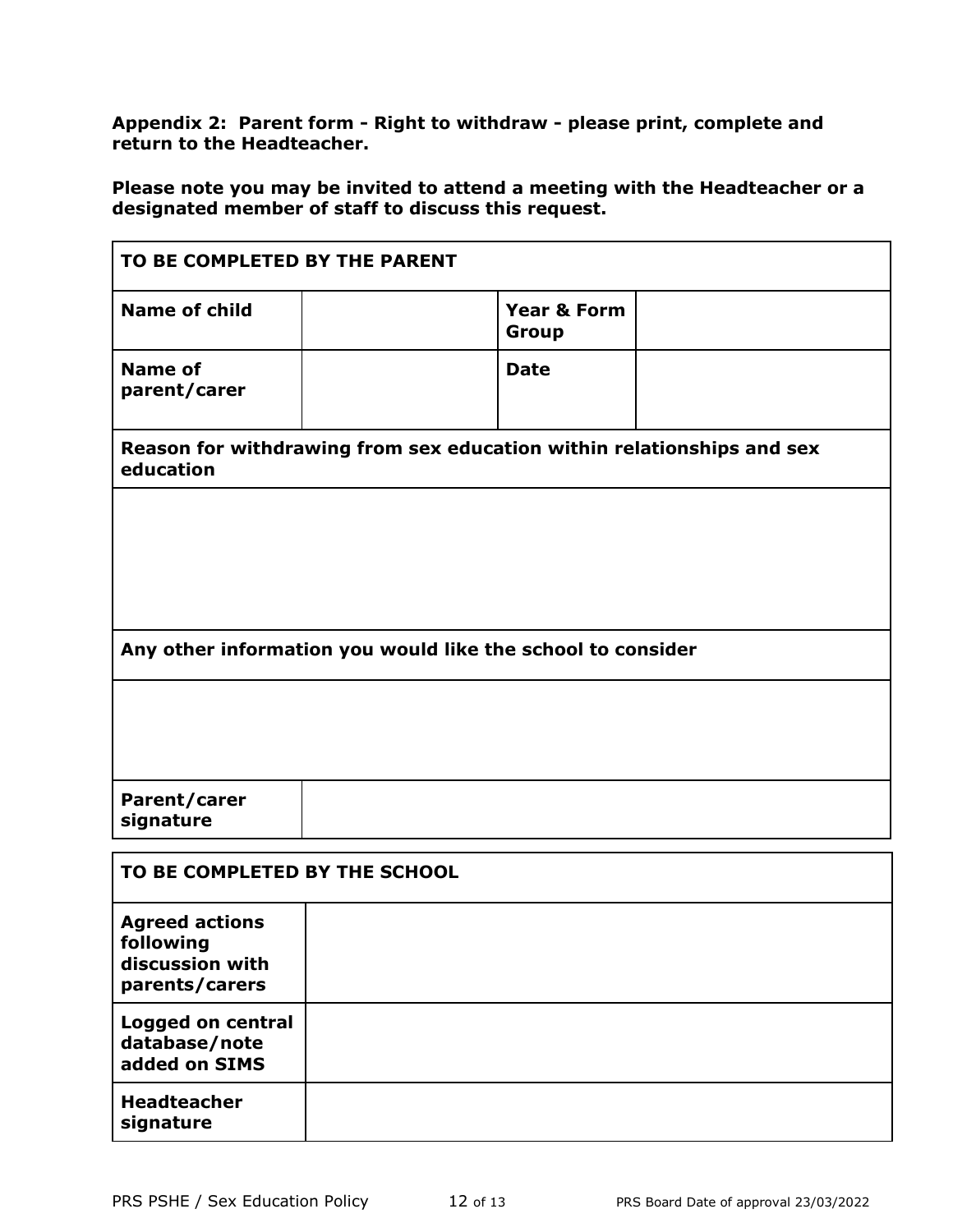**Appendix 2: Parent form - Right to withdraw - please print, complete and return to the Headteacher.**

**Please note you may be invited to attend a meeting with the Headteacher or a designated member of staff to discuss this request.**

| **TO BE COMPLETED BY THE PARENT** | | | |
|---|---|---|---|
| **Name of child** | | **Year & Form Group** | |
| **Name of parent/carer** | | **Date** | |
| **Reason for withdrawing from sex education within relationships and sex education** | | | |
| | | | |
| **Any other information you would like the school to consider** | | | |
| | | | |
| **Parent/carer signature** | | | |

| **TO BE COMPLETED BY THE SCHOOL** | |
|---|---|
| **Agreed actions following discussion with parents/carers** | |
| **Logged on central database/note added on SIMS** | |
| **Headteacher signature** | |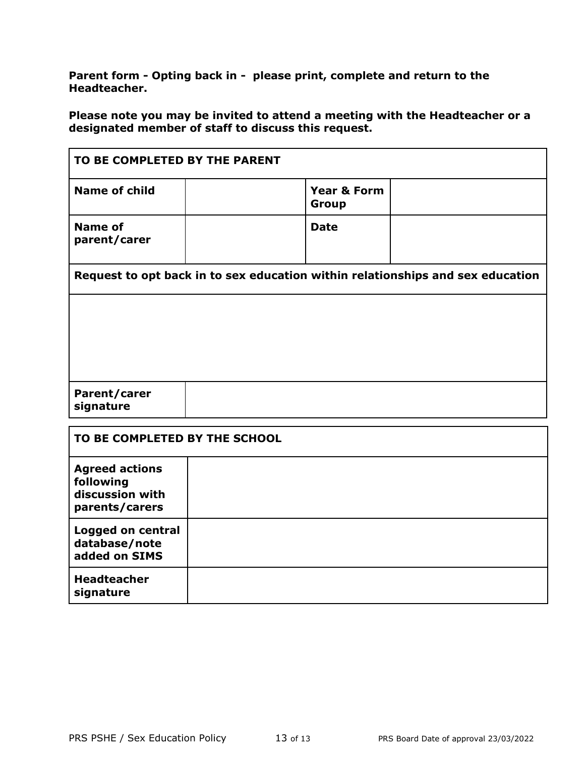**Parent form - Opting back in - please print, complete and return to the Headteacher.**

**Please note you may be invited to attend a meeting with the Headteacher or a designated member of staff to discuss this request.**

| **TO BE COMPLETED BY THE PARENT** | | | |
|---|---|---|---|
| **Name of child** | | **Year & Form Group** | |
| **Name of parent/carer** | | **Date** | |
| **Request to opt back in to sex education within relationships and sex education** | | | |
| | | | |
| **Parent/carer signature** | | | |

| **TO BE COMPLETED BY THE SCHOOL** | |
|---|---|
| **Agreed actions following discussion with parents/carers** | |
| **Logged on central database/note added on SIMS** | |
| **Headteacher signature** | |